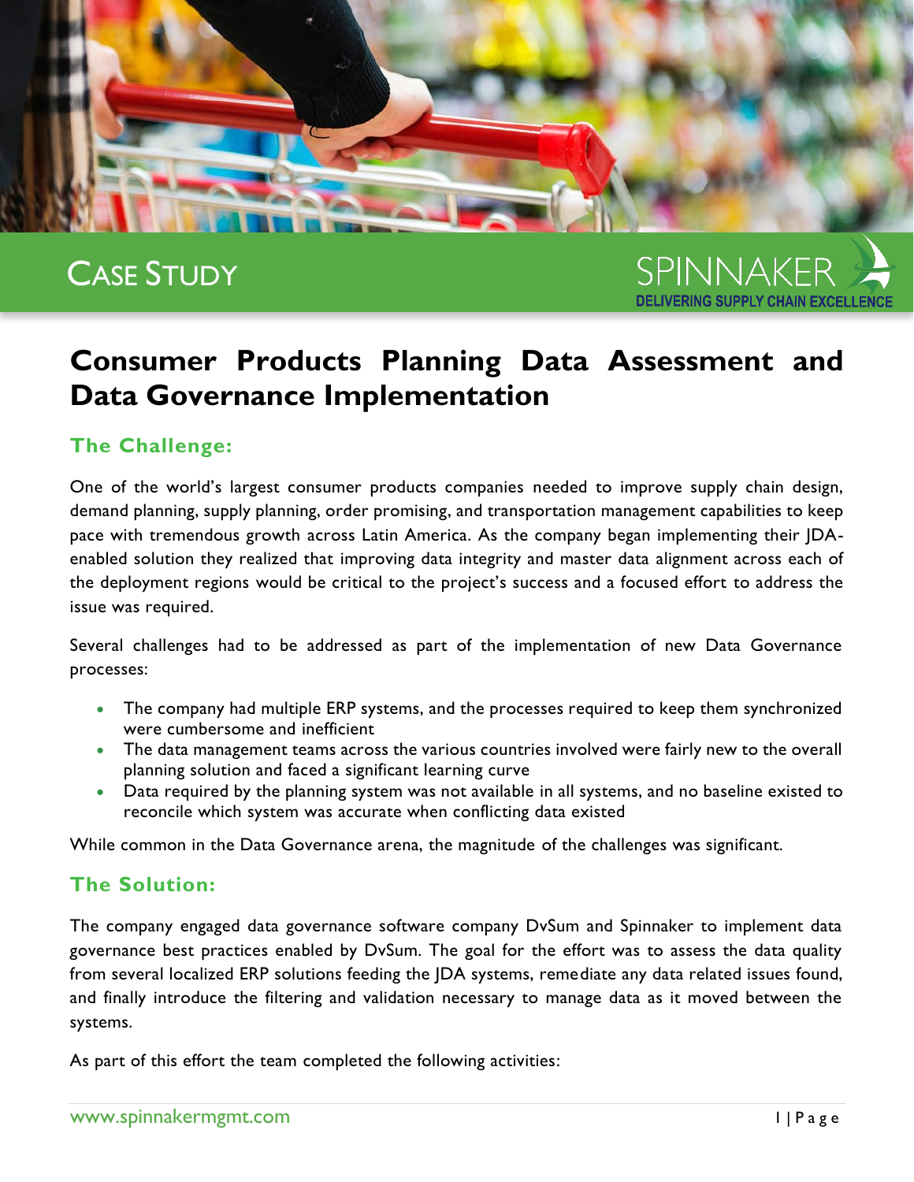CASE STUDY

SPINNAKER
DELIVERING SUPPLY CHAIN EXCELLENCE

# Consumer Products Planning Data Assessment and Data Governance Implementation

## The Challenge:

One of the world's largest consumer products companies needed to improve supply chain design, demand planning, supply planning, order promising, and transportation management capabilities to keep pace with tremendous growth across Latin America. As the company began implementing their JDA-enabled solution they realized that improving data integrity and master data alignment across each of the deployment regions would be critical to the project's success and a focused effort to address the issue was required.

Several challenges had to be addressed as part of the implementation of new Data Governance processes:

- The company had multiple ERP systems, and the processes required to keep them synchronized were cumbersome and inefficient
- The data management teams across the various countries involved were fairly new to the overall planning solution and faced a significant learning curve
- Data required by the planning system was not available in all systems, and no baseline existed to reconcile which system was accurate when conflicting data existed

While common in the Data Governance arena, the magnitude of the challenges was significant.

## The Solution:

The company engaged data governance software company DvSum and Spinnaker to implement data governance best practices enabled by DvSum. The goal for the effort was to assess the data quality from several localized ERP solutions feeding the JDA systems, remediate any data related issues found, and finally introduce the filtering and validation necessary to manage data as it moved between the systems.

As part of this effort the team completed the following activities: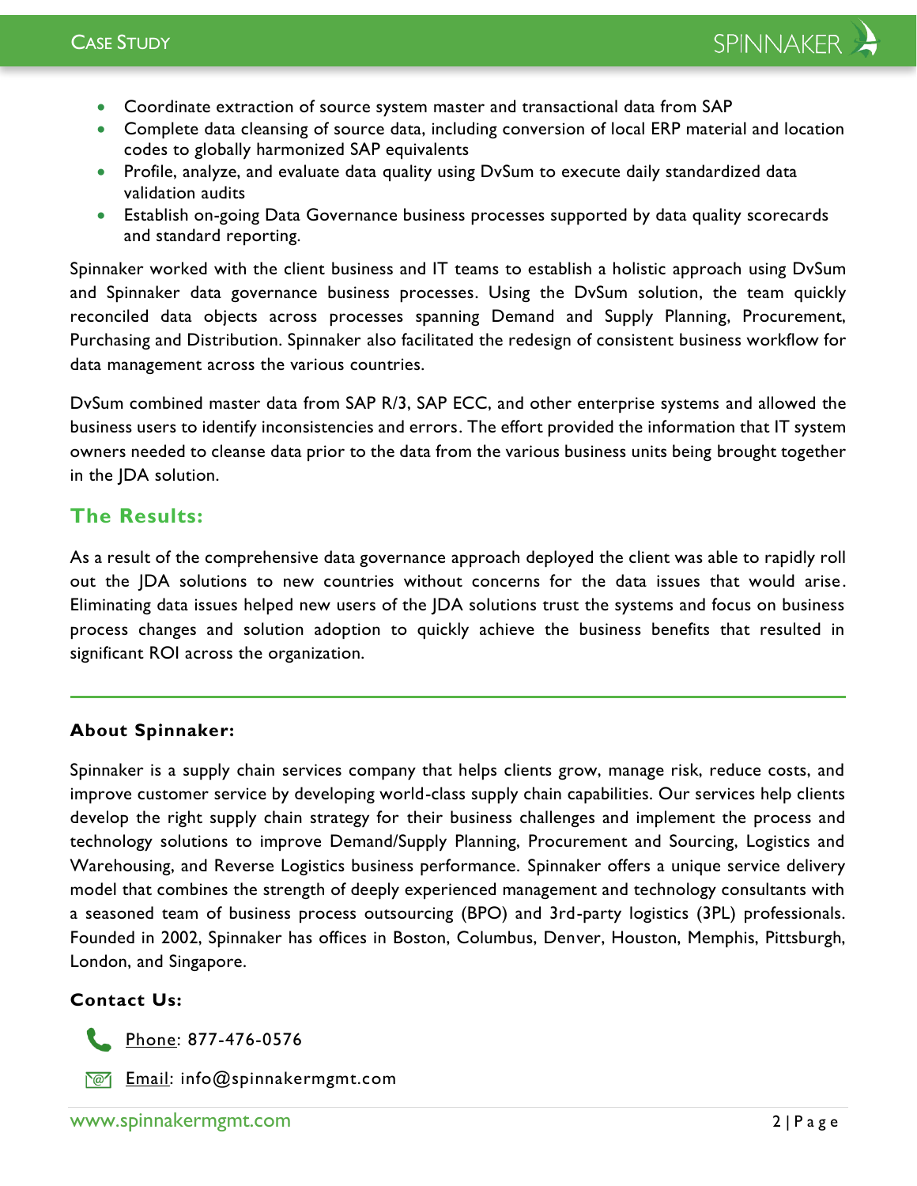- Coordinate extraction of source system master and transactional data from SAP
- Complete data cleansing of source data, including conversion of local ERP material and location codes to globally harmonized SAP equivalents
- Profile, analyze, and evaluate data quality using DvSum to execute daily standardized data validation audits
- Establish on-going Data Governance business processes supported by data quality scorecards and standard reporting.

Spinnaker worked with the client business and IT teams to establish a holistic approach using DvSum and Spinnaker data governance business processes. Using the DvSum solution, the team quickly reconciled data objects across processes spanning Demand and Supply Planning, Procurement, Purchasing and Distribution. Spinnaker also facilitated the redesign of consistent business workflow for data management across the various countries.

DvSum combined master data from SAP R/3, SAP ECC, and other enterprise systems and allowed the business users to identify inconsistencies and errors. The effort provided the information that IT system owners needed to cleanse data prior to the data from the various business units being brought together in the JDA solution.

## The Results:

As a result of the comprehensive data governance approach deployed the client was able to rapidly roll out the JDA solutions to new countries without concerns for the data issues that would arise. Eliminating data issues helped new users of the JDA solutions trust the systems and focus on business process changes and solution adoption to quickly achieve the business benefits that resulted in significant ROI across the organization.

---

### About Spinnaker:

Spinnaker is a supply chain services company that helps clients grow, manage risk, reduce costs, and improve customer service by developing world-class supply chain capabilities. Our services help clients develop the right supply chain strategy for their business challenges and implement the process and technology solutions to improve Demand/Supply Planning, Procurement and Sourcing, Logistics and Warehousing, and Reverse Logistics business performance. Spinnaker offers a unique service delivery model that combines the strength of deeply experienced management and technology consultants with a seasoned team of business process outsourcing (BPO) and 3rd-party logistics (3PL) professionals. Founded in 2002, Spinnaker has offices in Boston, Columbus, Denver, Houston, Memphis, Pittsburgh, London, and Singapore.

### Contact Us:

Phone: 877-476-0576

Email: info@spinnakermgmt.com